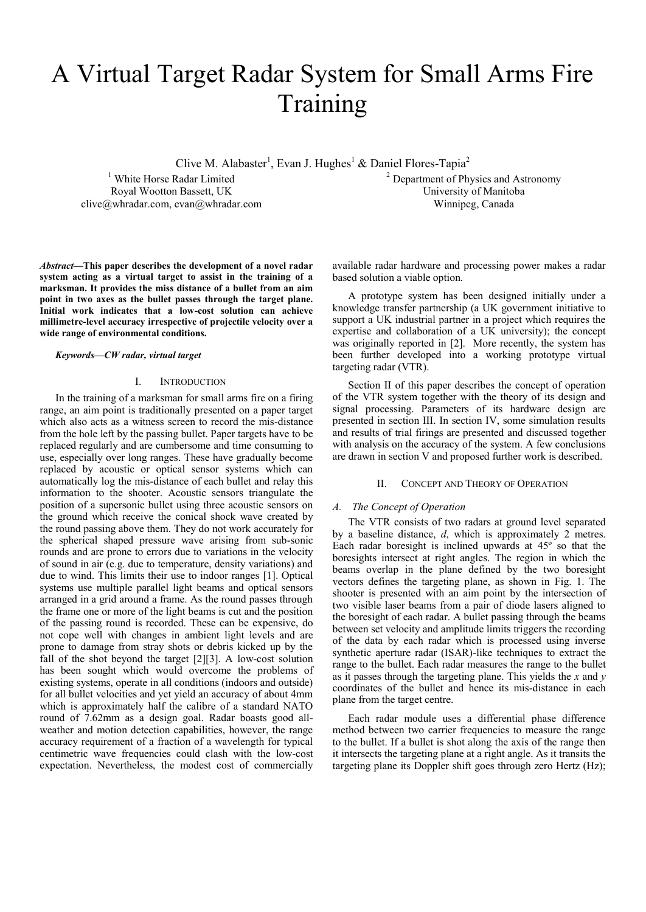# A Virtual Target Radar System for Small Arms Fire Training

Clive M. Alabaster[1], Evan J. Hughes[1] & Daniel Flores-Tapia[2]

[1] White Horse Radar Limited
Royal Wootton Bassett, UK
clive@whradar.com, evan@whradar.com

[2] Department of Physics and Astronomy
University of Manitoba
Winnipeg, Canada

***Abstract*—This paper describes the development of a novel radar system acting as a virtual target to assist in the training of a marksman. It provides the miss distance of a bullet from an aim point in two axes as the bullet passes through the target plane. Initial work indicates that a low-cost solution can achieve millimetre-level accuracy irrespective of projectile velocity over a wide range of environmental conditions.**

***Keywords*—CW radar, virtual target**

## I. Introduction

In the training of a marksman for small arms fire on a firing range, an aim point is traditionally presented on a paper target which also acts as a witness screen to record the mis-distance from the hole left by the passing bullet. Paper targets have to be replaced regularly and are cumbersome and time consuming to use, especially over long ranges. These have gradually become replaced by acoustic or optical sensor systems which can automatically log the mis-distance of each bullet and relay this information to the shooter. Acoustic sensors triangulate the position of a supersonic bullet using three acoustic sensors on the ground which receive the conical shock wave created by the round passing above them. They do not work accurately for the spherical shaped pressure wave arising from sub-sonic rounds and are prone to errors due to variations in the velocity of sound in air (e.g. due to temperature, density variations) and due to wind. This limits their use to indoor ranges [1]. Optical systems use multiple parallel light beams and optical sensors arranged in a grid around a frame. As the round passes through the frame one or more of the light beams is cut and the position of the passing round is recorded. These can be expensive, do not cope well with changes in ambient light levels and are prone to damage from stray shots or debris kicked up by the fall of the shot beyond the target [2][3]. A low-cost solution has been sought which would overcome the problems of existing systems, operate in all conditions (indoors and outside) for all bullet velocities and yet yield an accuracy of about 4mm which is approximately half the calibre of a standard NATO round of 7.62mm as a design goal. Radar boasts good all-weather and motion detection capabilities, however, the range accuracy requirement of a fraction of a wavelength for typical centimetric wave frequencies could clash with the low-cost expectation. Nevertheless, the modest cost of commercially available radar hardware and processing power makes a radar based solution a viable option.

A prototype system has been designed initially under a knowledge transfer partnership (a UK government initiative to support a UK industrial partner in a project which requires the expertise and collaboration of a UK university); the concept was originally reported in [2]. More recently, the system has been further developed into a working prototype virtual targeting radar (VTR).

Section II of this paper describes the concept of operation of the VTR system together with the theory of its design and signal processing. Parameters of its hardware design are presented in section III. In section IV, some simulation results and results of trial firings are presented and discussed together with analysis on the accuracy of the system. A few conclusions are drawn in section V and proposed further work is described.

## II. Concept and Theory of Operation

### *A. The Concept of Operation*

The VTR consists of two radars at ground level separated by a baseline distance, $d$, which is approximately 2 metres. Each radar boresight is inclined upwards at 45º so that the boresights intersect at right angles. The region in which the beams overlap in the plane defined by the two boresight vectors defines the targeting plane, as shown in Fig. 1. The shooter is presented with an aim point by the intersection of two visible laser beams from a pair of diode lasers aligned to the boresight of each radar. A bullet passing through the beams between set velocity and amplitude limits triggers the recording of the data by each radar which is processed using inverse synthetic aperture radar (ISAR)-like techniques to extract the range to the bullet. Each radar measures the range to the bullet as it passes through the targeting plane. This yields the $x$ and $y$ coordinates of the bullet and hence its mis-distance in each plane from the target centre.

Each radar module uses a differential phase difference method between two carrier frequencies to measure the range to the bullet. If a bullet is shot along the axis of the range then it intersects the targeting plane at a right angle. As it transits the targeting plane its Doppler shift goes through zero Hertz (Hz);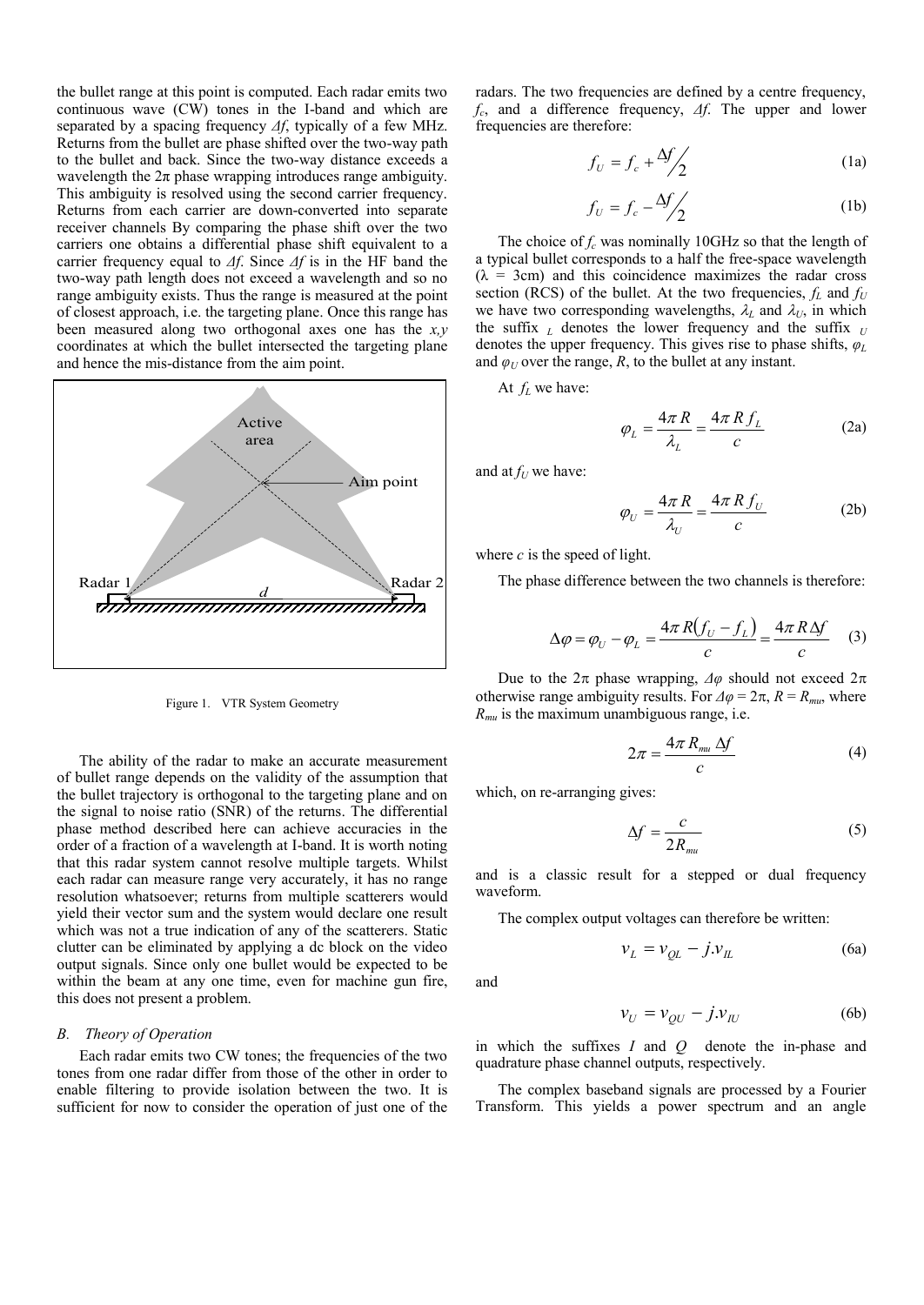the bullet range at this point is computed. Each radar emits two continuous wave (CW) tones in the I-band and which are separated by a spacing frequency $\Delta f$, typically of a few MHz. Returns from the bullet are phase shifted over the two-way path to the bullet and back. Since the two-way distance exceeds a wavelength the $2\pi$ phase wrapping introduces range ambiguity. This ambiguity is resolved using the second carrier frequency. Returns from each carrier are down-converted into separate receiver channels By comparing the phase shift over the two carriers one obtains a differential phase shift equivalent to a carrier frequency equal to $\Delta f$. Since $\Delta f$ is in the HF band the two-way path length does not exceed a wavelength and so no range ambiguity exists. Thus the range is measured at the point of closest approach, i.e. the targeting plane. Once this range has been measured along two orthogonal axes one has the $x,y$ coordinates at which the bullet intersected the targeting plane and hence the mis-distance from the aim point.

Figure 1. VTR System Geometry

The ability of the radar to make an accurate measurement of bullet range depends on the validity of the assumption that the bullet trajectory is orthogonal to the targeting plane and on the signal to noise ratio (SNR) of the returns. The differential phase method described here can achieve accuracies in the order of a fraction of a wavelength at I-band. It is worth noting that this radar system cannot resolve multiple targets. Whilst each radar can measure range very accurately, it has no range resolution whatsoever; returns from multiple scatterers would yield their vector sum and the system would declare one result which was not a true indication of any of the scatterers. Static clutter can be eliminated by applying a dc block on the video output signals. Since only one bullet would be expected to be within the beam at any one time, even for machine gun fire, this does not present a problem.

### *B. Theory of Operation*

Each radar emits two CW tones; the frequencies of the two tones from one radar differ from those of the other in order to enable filtering to provide isolation between the two. It is sufficient for now to consider the operation of just one of the radars. The two frequencies are defined by a centre frequency, $f_c$, and a difference frequency, $\Delta f$. The upper and lower frequencies are therefore:

$$f_U = f_c + \Delta f/2 \quad (1a)$$

$$f_U = f_c - \Delta f/2 \quad (1b)$$

The choice of $f_c$ was nominally 10GHz so that the length of a typical bullet corresponds to a half the free-space wavelength ($\lambda$ = 3cm) and this coincidence maximizes the radar cross section (RCS) of the bullet. At the two frequencies, $f_L$ and $f_U$ we have two corresponding wavelengths, $\lambda_L$ and $\lambda_U$, in which the suffix $_L$ denotes the lower frequency and the suffix $_U$ denotes the upper frequency. This gives rise to phase shifts, $\varphi_L$ and $\varphi_U$ over the range, $R$, to the bullet at any instant.

At $f_L$ we have:

$$\varphi_L = \frac{4\pi R}{\lambda_L} = \frac{4\pi R f_L}{c} \quad (2a)$$

and at $f_U$ we have:

$$\varphi_U = \frac{4\pi R}{\lambda_U} = \frac{4\pi R f_U}{c} \quad (2b)$$

where $c$ is the speed of light.

The phase difference between the two channels is therefore:

$$\Delta\varphi = \varphi_U - \varphi_L = \frac{4\pi R(f_U - f_L)}{c} = \frac{4\pi R \Delta f}{c} \quad (3)$$

Due to the $2\pi$ phase wrapping, $\Delta\varphi$ should not exceed $2\pi$ otherwise range ambiguity results. For $\Delta\varphi = 2\pi$, $R = R_{mu}$, where $R_{mu}$ is the maximum unambiguous range, i.e.

$$2\pi = \frac{4\pi R_{mu} \Delta f}{c} \quad (4)$$

which, on re-arranging gives:

$$\Delta f = \frac{c}{2R_{mu}} \quad (5)$$

and is a classic result for a stepped or dual frequency waveform.

The complex output voltages can therefore be written:

$$v_L = v_{QL} - j.v_{IL} \quad (6a)$$

and

$$v_U = v_{QU} - j.v_{IU} \quad (6b)$$

in which the suffixes $I$ and $Q$ denote the in-phase and quadrature phase channel outputs, respectively.

The complex baseband signals are processed by a Fourier Transform. This yields a power spectrum and an angle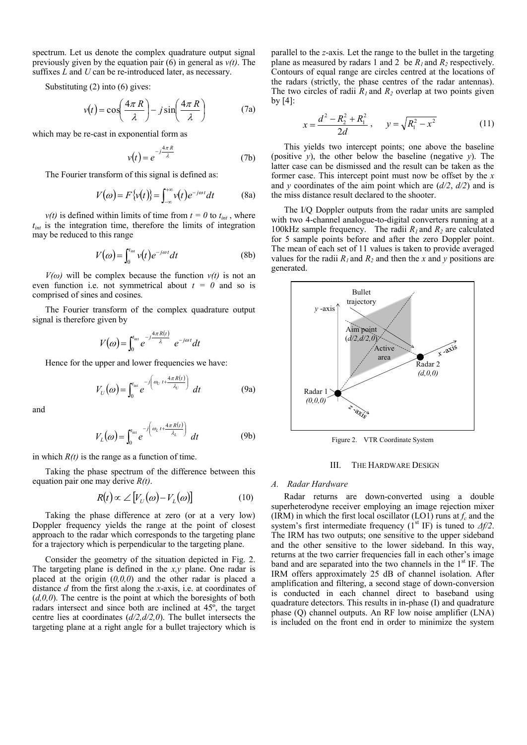spectrum. Let us denote the complex quadrature output signal previously given by the equation pair (6) in general as $v(t)$. The suffixes $L$ and $U$ can be re-introduced later, as necessary.

Substituting (2) into (6) gives:

$$v(t) = \cos\left(\frac{4\pi R}{\lambda}\right) - j\sin\left(\frac{4\pi R}{\lambda}\right) \tag{7a}$$

which may be re-cast in exponential form as

$$v(t) = e^{-j\frac{4\pi R}{\lambda}} \tag{7b}$$

The Fourier transform of this signal is defined as:

$$V(\omega) = F\{v(t)\} = \int_{-\infty}^{+\infty} v(t)e^{-j\omega t}dt \tag{8a}$$

$v(t)$ is defined within limits of time from $t = 0$ to $t_{int}$, where $t_{int}$ is the integration time, therefore the limits of integration may be reduced to this range

$$V(\omega) = \int_{0}^{t_{int}} v(t)e^{-j\omega t}dt \tag{8b}$$

$V(\omega)$ will be complex because the function $v(t)$ is not an even function i.e. not symmetrical about $t = 0$ and so is comprised of sines and cosines.

The Fourier transform of the complex quadrature output signal is therefore given by

$$V(\omega) = \int_{0}^{t_{int}} e^{-j\frac{4\pi R(t)}{\lambda}} e^{-j\omega t}dt$$

Hence for the upper and lower frequencies we have:

$$V_U(\omega) = \int_{0}^{t_{int}} e^{-j\left(\omega_U t + \frac{4\pi R(t)}{\lambda_U}\right)} dt \tag{9a}$$

and

$$V_L(\omega) = \int_{0}^{t_{int}} e^{-j\left(\omega_L t + \frac{4\pi R(t)}{\lambda_L}\right)} dt \tag{9b}$$

in which $R(t)$ is the range as a function of time.

Taking the phase spectrum of the difference between this equation pair one may derive $R(t)$.

$$R(t) \propto \angle\left[V_U(\omega) - V_L(\omega)\right] \tag{10}$$

Taking the phase difference at zero (or at a very low) Doppler frequency yields the range at the point of closest approach to the radar which corresponds to the targeting plane for a trajectory which is perpendicular to the targeting plane.

Consider the geometry of the situation depicted in Fig. 2. The targeting plane is defined in the $x,y$ plane. One radar is placed at the origin $(0,0,0)$ and the other radar is placed a distance $d$ from the first along the $x$-axis, i.e. at coordinates of $(d,0,0)$. The centre is the point at which the boresights of both radars intersect and since both are inclined at 45º, the target centre lies at coordinates $(d/2,d/2,0)$. The bullet intersects the targeting plane at a right angle for a bullet trajectory which is parallel to the $z$-axis. Let the range to the bullet in the targeting plane as measured by radars 1 and 2 be $R_1$ and $R_2$ respectively. Contours of equal range are circles centred at the locations of the radars (strictly, the phase centres of the radar antennas). The two circles of radii $R_1$ and $R_2$ overlap at two points given by [4]:

$$x = \frac{d^2 - R_2^2 + R_1^2}{2d}, \quad y = \sqrt{R_1^2 - x^2} \tag{11}$$

This yields two intercept points; one above the baseline (positive $y$), the other below the baseline (negative $y$). The latter case can be dismissed and the result can be taken as the former case. This intercept point must now be offset by the $x$ and $y$ coordinates of the aim point which are $(d/2, d/2)$ and is the miss distance result declared to the shooter.

The I/Q Doppler outputs from the radar units are sampled with two 4-channel analogue-to-digital converters running at a 100kHz sample frequency. The radii $R_1$ and $R_2$ are calculated for 5 sample points before and after the zero Doppler point. The mean of each set of 11 values is taken to provide averaged values for the radii $R_1$ and $R_2$ and then the $x$ and $y$ positions are generated.

Figure 2. VTR Coordinate System

## III. The Hardware Design

### A. Radar Hardware

Radar returns are down-converted using a double superheterodyne receiver employing an image rejection mixer (IRM) in which the first local oscillator (LO1) runs at $f_c$ and the system's first intermediate frequency (1st IF) is tuned to $\Delta f/2$. The IRM has two outputs; one sensitive to the upper sideband and the other sensitive to the lower sideband. In this way, returns at the two carrier frequencies fall in each other's image band and are separated into the two channels in the 1st IF. The IRM offers approximately 25 dB of channel isolation. After amplification and filtering, a second stage of down-conversion is conducted in each channel direct to baseband using quadrature detectors. This results in in-phase (I) and quadrature phase (Q) channel outputs. An RF low noise amplifier (LNA) is included on the front end in order to minimize the system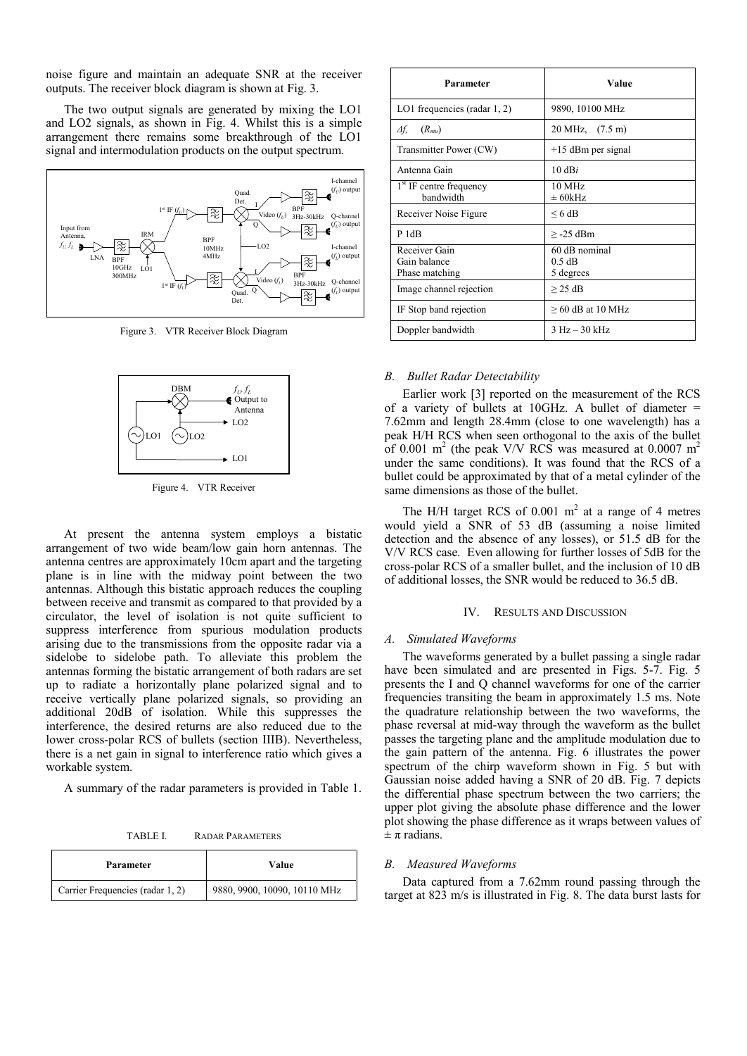noise figure and maintain an adequate SNR at the receiver outputs. The receiver block diagram is shown at Fig. 3.

The two output signals are generated by mixing the LO1 and LO2 signals, as shown in Fig. 4. Whilst this is a simple arrangement there remains some breakthrough of the LO1 signal and intermodulation products on the output spectrum.

Figure 3. VTR Receiver Block Diagram

Figure 4. VTR Receiver

At present the antenna system employs a bistatic arrangement of two wide beam/low gain horn antennas. The antenna centres are approximately 10cm apart and the targeting plane is in line with the midway point between the two antennas. Although this bistatic approach reduces the coupling between receive and transmit as compared to that provided by a circulator, the level of isolation is not quite sufficient to suppress interference from spurious modulation products arising due to the transmissions from the opposite radar via a sidelobe to sidelobe path. To alleviate this problem the antennas forming the bistatic arrangement of both radars are set up to radiate a horizontally plane polarized signal and to receive vertically plane polarized signals, so providing an additional 20dB of isolation. While this suppresses the interference, the desired returns are also reduced due to the lower cross-polar RCS of bullets (section IIIB). Nevertheless, there is a net gain in signal to interference ratio which gives a workable system.

A summary of the radar parameters is provided in Table 1.

TABLE I. RADAR PARAMETERS

| Parameter | Value |
|---|---|
| Carrier Frequencies (radar 1, 2) | 9880, 9900, 10090, 10110 MHz |
| LO1 frequencies (radar 1, 2) | 9890, 10100 MHz |
| $\Delta f$, ($R_{mu}$) | 20 MHz, (7.5 m) |
| Transmitter Power (CW) | +15 dBm per signal |
| Antenna Gain | 10 dB*i* |
| 1st IF centre frequency<br>bandwidth | 10 MHz<br>± 60kHz |
| Receiver Noise Figure | ≤ 6 dB |
| P 1dB | ≥ -25 dBm |
| Receiver Gain<br>Gain balance<br>Phase matching | 60 dB nominal<br>0.5 dB<br>5 degrees |
| Image channel rejection | ≥ 25 dB |
| IF Stop band rejection | ≥ 60 dB at 10 MHz |
| Doppler bandwidth | 3 Hz – 30 kHz |

### *B. Bullet Radar Detectability*

Earlier work [3] reported on the measurement of the RCS of a variety of bullets at 10GHz. A bullet of diameter = 7.62mm and length 28.4mm (close to one wavelength) has a peak H/H RCS when seen orthogonal to the axis of the bullet of 0.001 $m^2$ (the peak V/V RCS was measured at 0.0007 $m^2$ under the same conditions). It was found that the RCS of a bullet could be approximated by that of a metal cylinder of the same dimensions as those of the bullet.

The H/H target RCS of 0.001 $m^2$ at a range of 4 metres would yield a SNR of 53 dB (assuming a noise limited detection and the absence of any losses), or 51.5 dB for the V/V RCS case. Even allowing for further losses of 5dB for the cross-polar RCS of a smaller bullet, and the inclusion of 10 dB of additional losses, the SNR would be reduced to 36.5 dB.

## IV. RESULTS AND DISCUSSION

### *A. Simulated Waveforms*

The waveforms generated by a bullet passing a single radar have been simulated and are presented in Figs. 5-7. Fig. 5 presents the I and Q channel waveforms for one of the carrier frequencies transiting the beam in approximately 1.5 ms. Note the quadrature relationship between the two waveforms, the phase reversal at mid-way through the waveform as the bullet passes the targeting plane and the amplitude modulation due to the gain pattern of the antenna. Fig. 6 illustrates the power spectrum of the chirp waveform shown in Fig. 5 but with Gaussian noise added having a SNR of 20 dB. Fig. 7 depicts the differential phase spectrum between the two carriers; the upper plot giving the absolute phase difference and the lower plot showing the phase difference as it wraps between values of $\pm \pi$ radians.

### *B. Measured Waveforms*

Data captured from a 7.62mm round passing through the target at 823 m/s is illustrated in Fig. 8. The data burst lasts for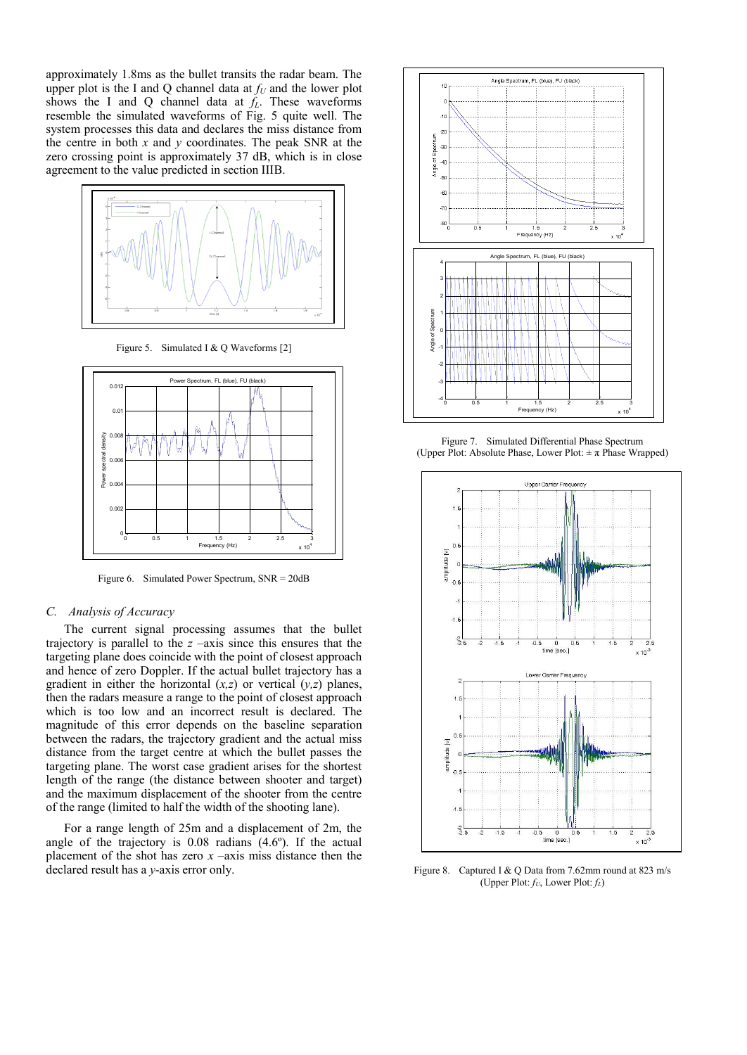approximately 1.8ms as the bullet transits the radar beam. The upper plot is the I and Q channel data at $f_U$ and the lower plot shows the I and Q channel data at $f_L$. These waveforms resemble the simulated waveforms of Fig. 5 quite well. The system processes this data and declares the miss distance from the centre in both $x$ and $y$ coordinates. The peak SNR at the zero crossing point is approximately 37 dB, which is in close agreement to the value predicted in section IIIB.

Figure 5. Simulated I & Q Waveforms [2]

Figure 6. Simulated Power Spectrum, SNR = 20dB

### C. Analysis of Accuracy

The current signal processing assumes that the bullet trajectory is parallel to the $z$ –axis since this ensures that the targeting plane does coincide with the point of closest approach and hence of zero Doppler. If the actual bullet trajectory has a gradient in either the horizontal ($x$,$z$) or vertical ($y$,$z$) planes, then the radars measure a range to the point of closest approach which is too low and an incorrect result is declared. The magnitude of this error depends on the baseline separation between the radars, the trajectory gradient and the actual miss distance from the target centre at which the bullet passes the targeting plane. The worst case gradient arises for the shortest length of the range (the distance between shooter and target) and the maximum displacement of the shooter from the centre of the range (limited to half the width of the shooting lane).

For a range length of 25m and a displacement of 2m, the angle of the trajectory is 0.08 radians (4.6º). If the actual placement of the shot has zero $x$ –axis miss distance then the declared result has a $y$-axis error only.

Figure 7. Simulated Differential Phase Spectrum (Upper Plot: Absolute Phase, Lower Plot: $\pm\ \pi$ Phase Wrapped)

Figure 8. Captured I & Q Data from 7.62mm round at 823 m/s (Upper Plot: $f_U$, Lower Plot: $f_L$)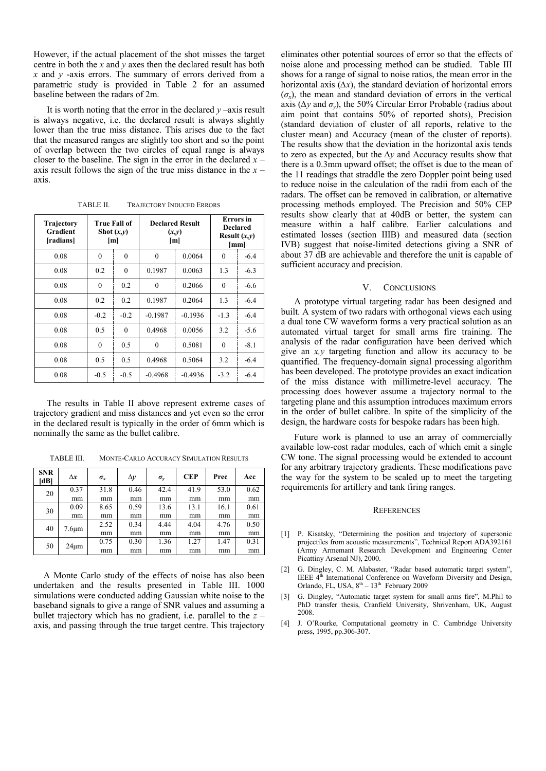However, if the actual placement of the shot misses the target centre in both the $x$ and $y$ axes then the declared result has both $x$ and $y$ -axis errors. The summary of errors derived from a parametric study is provided in Table 2 for an assumed baseline between the radars of 2m.

It is worth noting that the error in the declared $y$ –axis result is always negative, i.e. the declared result is always slightly lower than the true miss distance. This arises due to the fact that the measured ranges are slightly too short and so the point of overlap between the two circles of equal range is always closer to the baseline. The sign in the error in the declared $x$ – axis result follows the sign of the true miss distance in the $x$ – axis.

TABLE II. TRAJECTORY INDUCED ERRORS

| Trajectory Gradient [radians] | True Fall of Shot (x,y) [m] | | Declared Result (x,y) [m] | | Errors in Declared Result (x,y) [mm] | |
|---|---|---|---|---|---|---|
| 0.08 | 0 | 0 | 0 | 0.0064 | 0 | -6.4 |
| 0.08 | 0.2 | 0 | 0.1987 | 0.0063 | 1.3 | -6.3 |
| 0.08 | 0 | 0.2 | 0 | 0.2066 | 0 | -6.6 |
| 0.08 | 0.2 | 0.2 | 0.1987 | 0.2064 | 1.3 | -6.4 |
| 0.08 | -0.2 | -0.2 | -0.1987 | -0.1936 | -1.3 | -6.4 |
| 0.08 | 0.5 | 0 | 0.4968 | 0.0056 | 3.2 | -5.6 |
| 0.08 | 0 | 0.5 | 0 | 0.5081 | 0 | -8.1 |
| 0.08 | 0.5 | 0.5 | 0.4968 | 0.5064 | 3.2 | -6.4 |
| 0.08 | -0.5 | -0.5 | -0.4968 | -0.4936 | -3.2 | -6.4 |

The results in Table II above represent extreme cases of trajectory gradient and miss distances and yet even so the error in the declared result is typically in the order of 6mm which is nominally the same as the bullet calibre.

TABLE III. MONTE-CARLO ACCURACY SIMULATION RESULTS

| SNR [dB] | $\Delta x$ | $\sigma_x$ | $\Delta y$ | $\sigma_y$ | CEP | Prec | Acc |
|---|---|---|---|---|---|---|---|
| 20 | 0.37 mm | 31.8 mm | 0.46 mm | 42.4 mm | 41.9 mm | 53.0 mm | 0.62 mm |
| 30 | 0.09 mm | 8.65 mm | 0.59 mm | 13.6 mm | 13.1 mm | 16.1 mm | 0.61 mm |
| 40 | 7.6μm | 2.52 mm | 0.34 mm | 4.44 mm | 4.04 mm | 4.76 mm | 0.50 mm |
| 50 | 24μm | 0.75 mm | 0.30 mm | 1.36 mm | 1.27 mm | 1.47 mm | 0.31 mm |

A Monte Carlo study of the effects of noise has also been undertaken and the results presented in Table III. 1000 simulations were conducted adding Gaussian white noise to the baseband signals to give a range of SNR values and assuming a bullet trajectory which has no gradient, i.e. parallel to the $z$ – axis, and passing through the true target centre. This trajectory eliminates other potential sources of error so that the effects of noise alone and processing method can be studied. Table III shows for a range of signal to noise ratios, the mean error in the horizontal axis ($\Delta x$), the standard deviation of horizontal errors ($\sigma_x$), the mean and standard deviation of errors in the vertical axis ($\Delta y$ and $\sigma_y$), the 50% Circular Error Probable (radius about aim point that contains 50% of reported shots), Precision (standard deviation of cluster of all reports, relative to the cluster mean) and Accuracy (mean of the cluster of reports). The results show that the deviation in the horizontal axis tends to zero as expected, but the $\Delta y$ and Accuracy results show that there is a 0.3mm upward offset; the offset is due to the mean of the 11 readings that straddle the zero Doppler point being used to reduce noise in the calculation of the radii from each of the radars. The offset can be removed in calibration, or alternative processing methods employed. The Precision and 50% CEP results show clearly that at 40dB or better, the system can measure within a half calibre. Earlier calculations and estimated losses (section IIIB) and measured data (section IVB) suggest that noise-limited detections giving a SNR of about 37 dB are achievable and therefore the unit is capable of sufficient accuracy and precision.

## V. CONCLUSIONS

A prototype virtual targeting radar has been designed and built. A system of two radars with orthogonal views each using a dual tone CW waveform forms a very practical solution as an automated virtual target for small arms fire training. The analysis of the radar configuration have been derived which give an $x,y$ targeting function and allow its accuracy to be quantified. The frequency-domain signal processing algorithm has been developed. The prototype provides an exact indication of the miss distance with millimetre-level accuracy. The processing does however assume a trajectory normal to the targeting plane and this assumption introduces maximum errors in the order of bullet calibre. In spite of the simplicity of the design, the hardware costs for bespoke radars has been high.

Future work is planned to use an array of commercially available low-cost radar modules, each of which emit a single CW tone. The signal processing would be extended to account for any arbitrary trajectory gradients. These modifications pave the way for the system to be scaled up to meet the targeting requirements for artillery and tank firing ranges.

## REFERENCES

[1] P. Kisatsky, "Determining the position and trajectory of supersonic projectiles from acoustic measurements", Technical Report ADA392161 (Army Armemant Research Development and Engineering Center Picattiny Arsenal NJ), 2000.

[2] G. Dingley, C. M. Alabaster, "Radar based automatic target system", IEEE 4th International Conference on Waveform Diversity and Design, Orlando, FL, USA, 8th – 13th February 2009

[3] G. Dingley, "Automatic target system for small arms fire", M.Phil to PhD transfer thesis, Cranfield University, Shrivenham, UK, August 2008.

[4] J. O'Rourke, Computational geometry in C. Cambridge University press, 1995, pp.306-307.